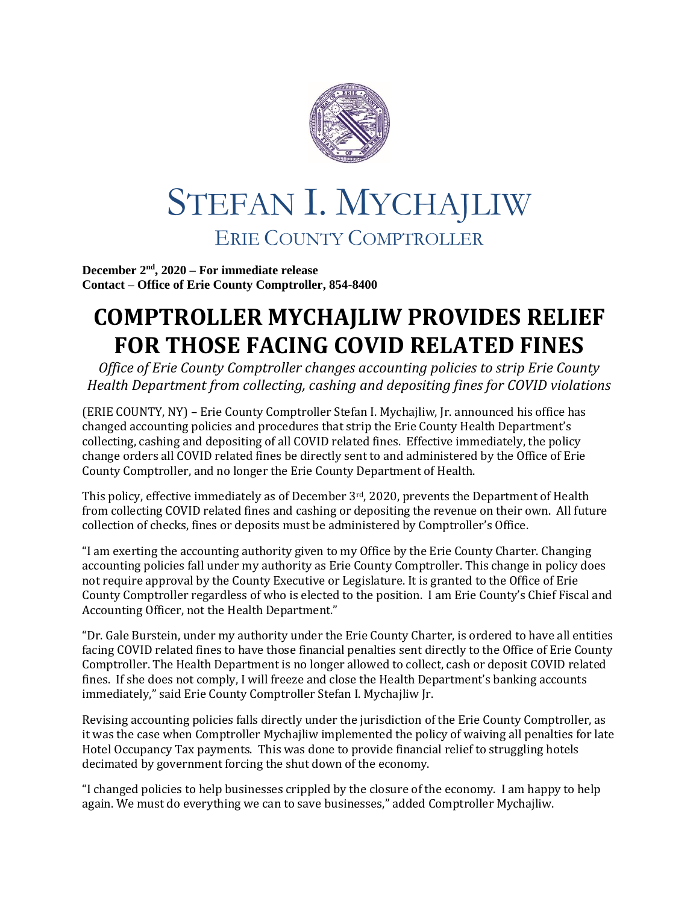# STEFAN I. MYCHAJLIW

## ERIE COUNTY COMPTROLLER

**December 2nd, 2020 – For immediate release**
**Contact – Office of Erie County Comptroller, 854-8400**

# COMPTROLLER MYCHAJLIW PROVIDES RELIEF FOR THOSE FACING COVID RELATED FINES

*Office of Erie County Comptroller changes accounting policies to strip Erie County Health Department from collecting, cashing and depositing fines for COVID violations*

(ERIE COUNTY, NY) – Erie County Comptroller Stefan I. Mychajliw, Jr. announced his office has changed accounting policies and procedures that strip the Erie County Health Department's collecting, cashing and depositing of all COVID related fines. Effective immediately, the policy change orders all COVID related fines be directly sent to and administered by the Office of Erie County Comptroller, and no longer the Erie County Department of Health.

This policy, effective immediately as of December 3rd, 2020, prevents the Department of Health from collecting COVID related fines and cashing or depositing the revenue on their own. All future collection of checks, fines or deposits must be administered by Comptroller's Office.

"I am exerting the accounting authority given to my Office by the Erie County Charter. Changing accounting policies fall under my authority as Erie County Comptroller. This change in policy does not require approval by the County Executive or Legislature. It is granted to the Office of Erie County Comptroller regardless of who is elected to the position. I am Erie County's Chief Fiscal and Accounting Officer, not the Health Department."

"Dr. Gale Burstein, under my authority under the Erie County Charter, is ordered to have all entities facing COVID related fines to have those financial penalties sent directly to the Office of Erie County Comptroller. The Health Department is no longer allowed to collect, cash or deposit COVID related fines. If she does not comply, I will freeze and close the Health Department's banking accounts immediately," said Erie County Comptroller Stefan I. Mychajliw Jr.

Revising accounting policies falls directly under the jurisdiction of the Erie County Comptroller, as it was the case when Comptroller Mychajliw implemented the policy of waiving all penalties for late Hotel Occupancy Tax payments. This was done to provide financial relief to struggling hotels decimated by government forcing the shut down of the economy.

"I changed policies to help businesses crippled by the closure of the economy. I am happy to help again. We must do everything we can to save businesses," added Comptroller Mychajliw.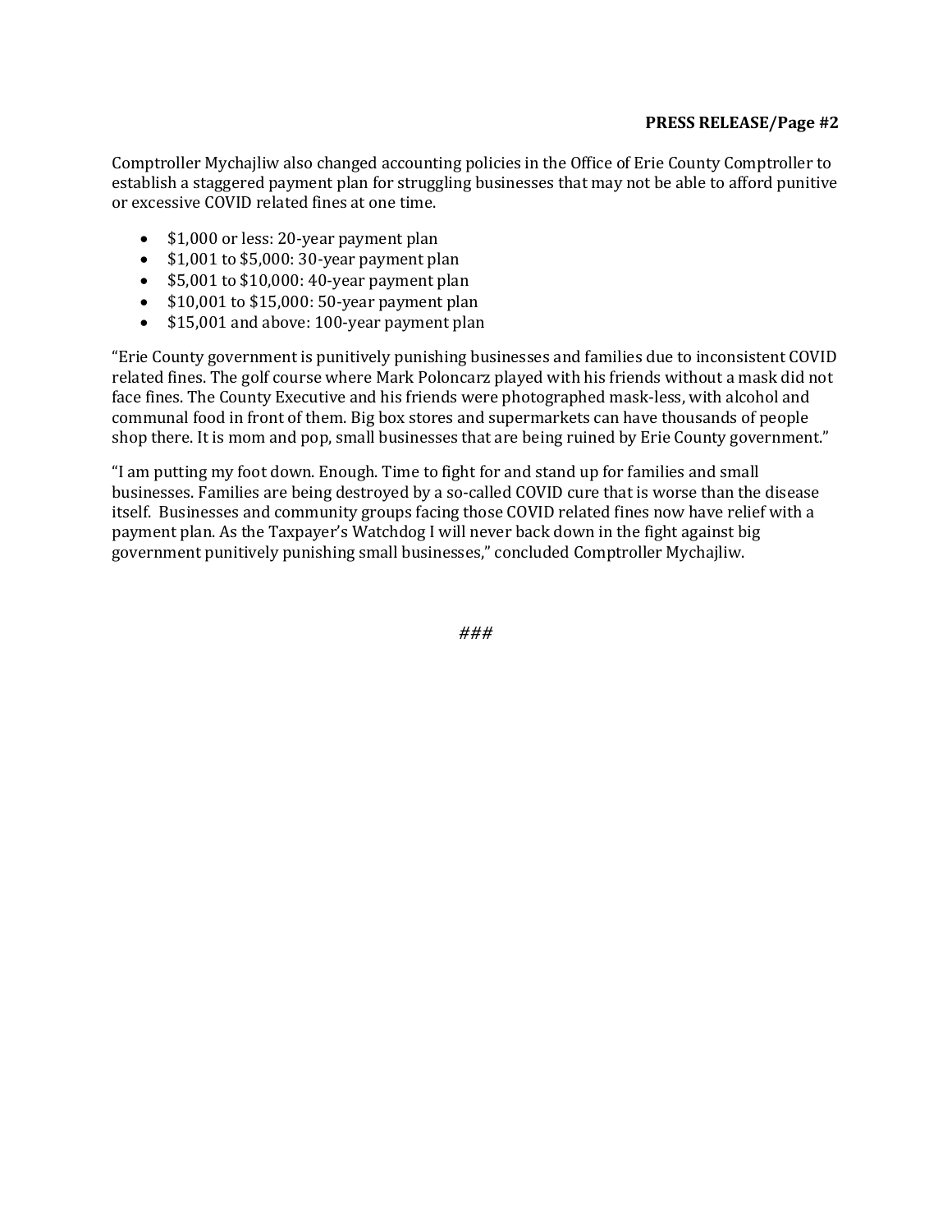Comptroller Mychajliw also changed accounting policies in the Office of Erie County Comptroller to establish a staggered payment plan for struggling businesses that may not be able to afford punitive or excessive COVID related fines at one time.

- $1,000 or less: 20-year payment plan
- $1,001 to $5,000: 30-year payment plan
- $5,001 to $10,000: 40-year payment plan
- $10,001 to $15,000: 50-year payment plan
- $15,001 and above: 100-year payment plan

"Erie County government is punitively punishing businesses and families due to inconsistent COVID related fines. The golf course where Mark Poloncarz played with his friends without a mask did not face fines. The County Executive and his friends were photographed mask-less, with alcohol and communal food in front of them. Big box stores and supermarkets can have thousands of people shop there. It is mom and pop, small businesses that are being ruined by Erie County government."

"I am putting my foot down. Enough. Time to fight for and stand up for families and small businesses. Families are being destroyed by a so-called COVID cure that is worse than the disease itself. Businesses and community groups facing those COVID related fines now have relief with a payment plan. As the Taxpayer's Watchdog I will never back down in the fight against big government punitively punishing small businesses," concluded Comptroller Mychajliw.

###